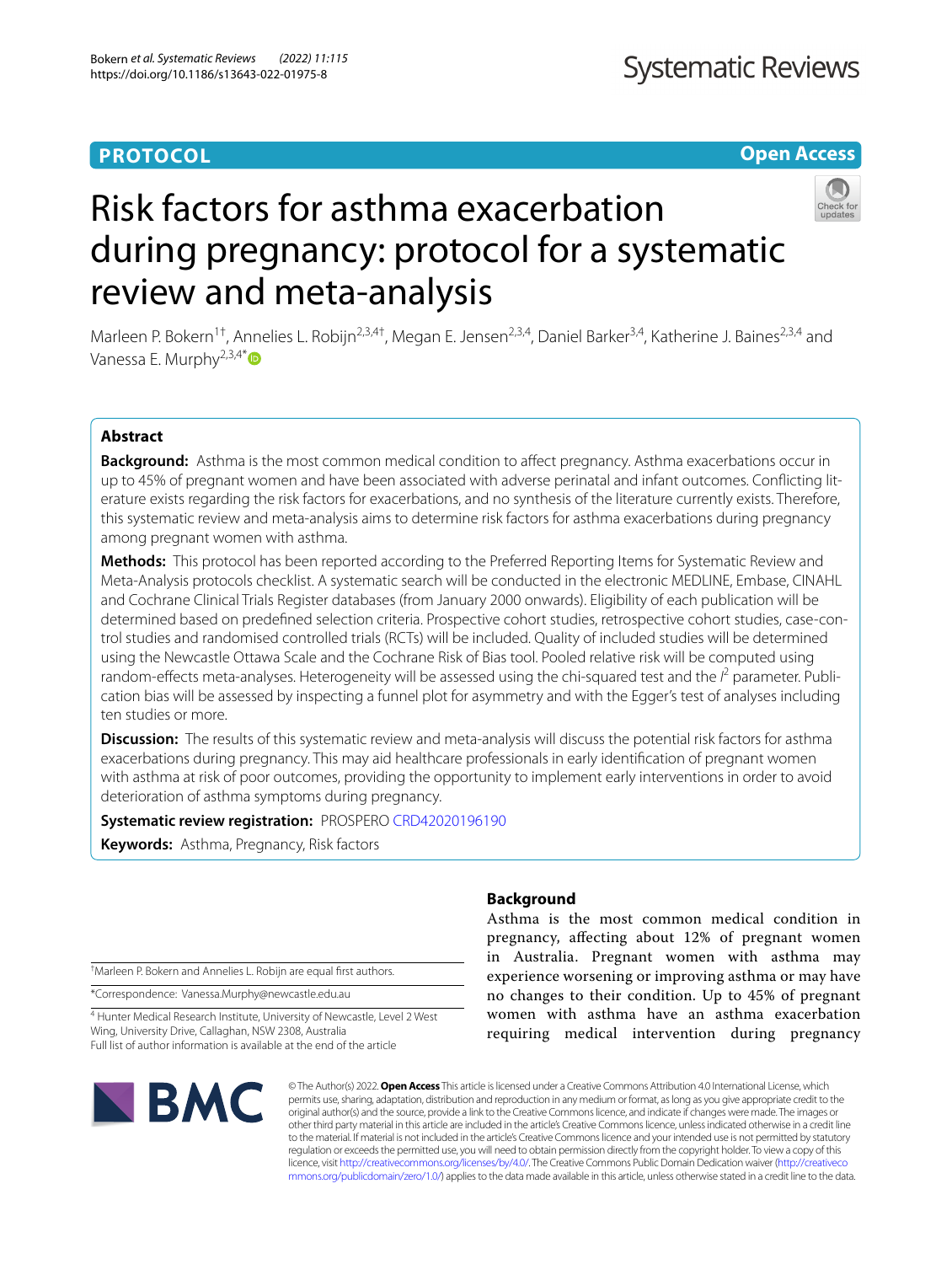**PROTOCOL** | **Open Access**

# Risk factors for asthma exacerbation during pregnancy: protocol for a systematic review and meta-analysis

Marleen P. Bokern[1†], Annelies L. Robijn[2,3,4†], Megan E. Jensen[2,3,4], Daniel Barker[3,4], Katherine J. Baines[2,3,4] and Vanessa E. Murphy[2,3,4*]

## Abstract

**Background:** Asthma is the most common medical condition to affect pregnancy. Asthma exacerbations occur in up to 45% of pregnant women and have been associated with adverse perinatal and infant outcomes. Conflicting literature exists regarding the risk factors for exacerbations, and no synthesis of the literature currently exists. Therefore, this systematic review and meta-analysis aims to determine risk factors for asthma exacerbations during pregnancy among pregnant women with asthma.

**Methods:** This protocol has been reported according to the Preferred Reporting Items for Systematic Review and Meta-Analysis protocols checklist. A systematic search will be conducted in the electronic MEDLINE, Embase, CINAHL and Cochrane Clinical Trials Register databases (from January 2000 onwards). Eligibility of each publication will be determined based on predefined selection criteria. Prospective cohort studies, retrospective cohort studies, case-control studies and randomised controlled trials (RCTs) will be included. Quality of included studies will be determined using the Newcastle Ottawa Scale and the Cochrane Risk of Bias tool. Pooled relative risk will be computed using random-effects meta-analyses. Heterogeneity will be assessed using the chi-squared test and the $I^2$ parameter. Publication bias will be assessed by inspecting a funnel plot for asymmetry and with the Egger's test of analyses including ten studies or more.

**Discussion:** The results of this systematic review and meta-analysis will discuss the potential risk factors for asthma exacerbations during pregnancy. This may aid healthcare professionals in early identification of pregnant women with asthma at risk of poor outcomes, providing the opportunity to implement early interventions in order to avoid deterioration of asthma symptoms during pregnancy.

**Systematic review registration:** PROSPERO CRD42020196190

**Keywords:** Asthma, Pregnancy, Risk factors

†Marleen P. Bokern and Annelies L. Robijn are equal first authors.

*Correspondence: Vanessa.Murphy@newcastle.edu.au

[4] Hunter Medical Research Institute, University of Newcastle, Level 2 West Wing, University Drive, Callaghan, NSW 2308, Australia
Full list of author information is available at the end of the article

## Background

Asthma is the most common medical condition in pregnancy, affecting about 12% of pregnant women in Australia. Pregnant women with asthma may experience worsening or improving asthma or may have no changes to their condition. Up to 45% of pregnant women with asthma have an asthma exacerbation requiring medical intervention during pregnancy

© The Author(s) 2022. **Open Access** This article is licensed under a Creative Commons Attribution 4.0 International License, which permits use, sharing, adaptation, distribution and reproduction in any medium or format, as long as you give appropriate credit to the original author(s) and the source, provide a link to the Creative Commons licence, and indicate if changes were made. The images or other third party material in this article are included in the article's Creative Commons licence, unless indicated otherwise in a credit line to the material. If material is not included in the article's Creative Commons licence and your intended use is not permitted by statutory regulation or exceeds the permitted use, you will need to obtain permission directly from the copyright holder. To view a copy of this licence, visit http://creativecommons.org/licenses/by/4.0/. The Creative Commons Public Domain Dedication waiver (http://creativecommons.org/publicdomain/zero/1.0/) applies to the data made available in this article, unless otherwise stated in a credit line to the data.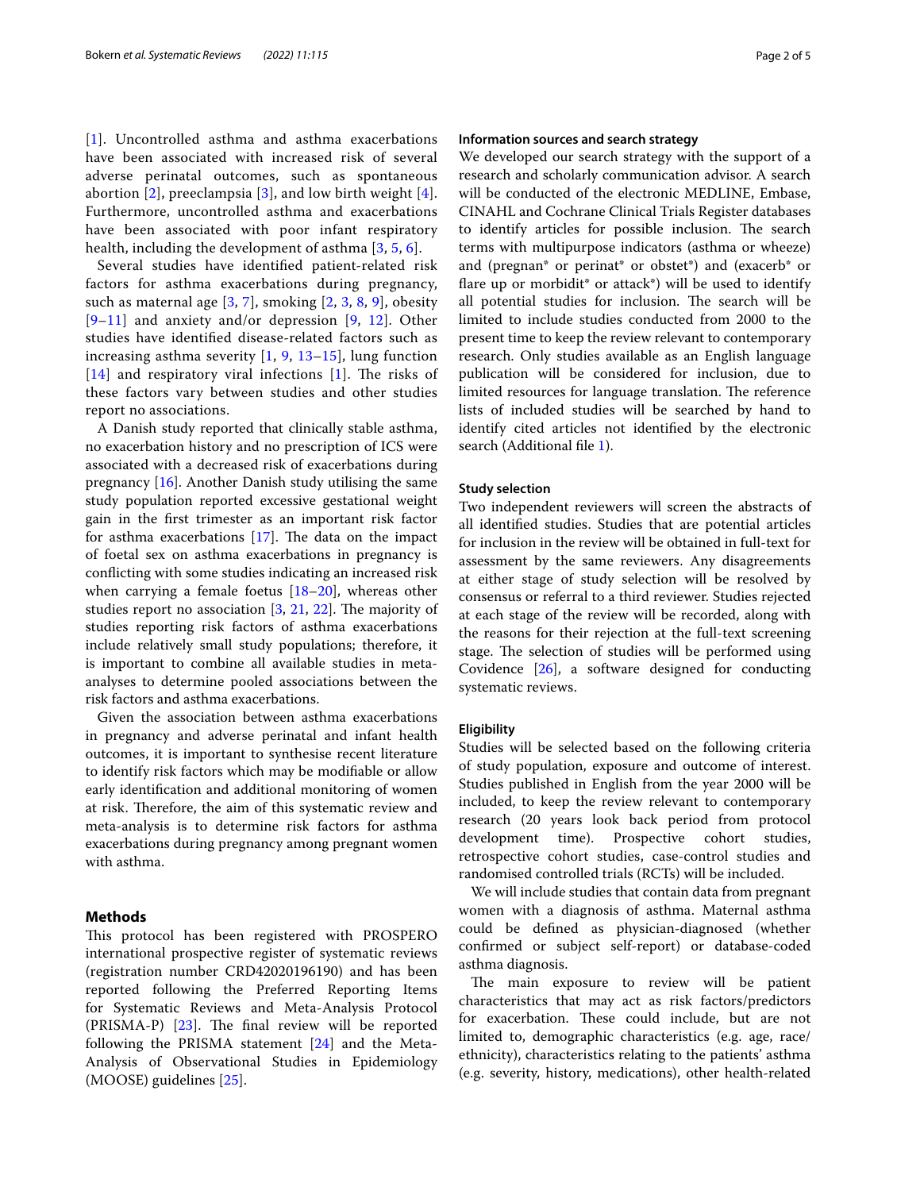[1]. Uncontrolled asthma and asthma exacerbations have been associated with increased risk of several adverse perinatal outcomes, such as spontaneous abortion [2], preeclampsia [3], and low birth weight [4]. Furthermore, uncontrolled asthma and exacerbations have been associated with poor infant respiratory health, including the development of asthma [3, 5, 6].

Several studies have identified patient-related risk factors for asthma exacerbations during pregnancy, such as maternal age [3, 7], smoking [2, 3, 8, 9], obesity [9–11] and anxiety and/or depression [9, 12]. Other studies have identified disease-related factors such as increasing asthma severity [1, 9, 13–15], lung function [14] and respiratory viral infections [1]. The risks of these factors vary between studies and other studies report no associations.

A Danish study reported that clinically stable asthma, no exacerbation history and no prescription of ICS were associated with a decreased risk of exacerbations during pregnancy [16]. Another Danish study utilising the same study population reported excessive gestational weight gain in the first trimester as an important risk factor for asthma exacerbations [17]. The data on the impact of foetal sex on asthma exacerbations in pregnancy is conflicting with some studies indicating an increased risk when carrying a female foetus [18–20], whereas other studies report no association [3, 21, 22]. The majority of studies reporting risk factors of asthma exacerbations include relatively small study populations; therefore, it is important to combine all available studies in meta-analyses to determine pooled associations between the risk factors and asthma exacerbations.

Given the association between asthma exacerbations in pregnancy and adverse perinatal and infant health outcomes, it is important to synthesise recent literature to identify risk factors which may be modifiable or allow early identification and additional monitoring of women at risk. Therefore, the aim of this systematic review and meta-analysis is to determine risk factors for asthma exacerbations during pregnancy among pregnant women with asthma.

## Methods

This protocol has been registered with PROSPERO international prospective register of systematic reviews (registration number CRD42020196190) and has been reported following the Preferred Reporting Items for Systematic Reviews and Meta-Analysis Protocol (PRISMA-P) [23]. The final review will be reported following the PRISMA statement [24] and the Meta-Analysis of Observational Studies in Epidemiology (MOOSE) guidelines [25].

### Information sources and search strategy

We developed our search strategy with the support of a research and scholarly communication advisor. A search will be conducted of the electronic MEDLINE, Embase, CINAHL and Cochrane Clinical Trials Register databases to identify articles for possible inclusion. The search terms with multipurpose indicators (asthma or wheeze) and (pregnan* or perinat* or obstet*) and (exacerb* or flare up or morbidit* or attack*) will be used to identify all potential studies for inclusion. The search will be limited to include studies conducted from 2000 to the present time to keep the review relevant to contemporary research. Only studies available as an English language publication will be considered for inclusion, due to limited resources for language translation. The reference lists of included studies will be searched by hand to identify cited articles not identified by the electronic search (Additional file 1).

### Study selection

Two independent reviewers will screen the abstracts of all identified studies. Studies that are potential articles for inclusion in the review will be obtained in full-text for assessment by the same reviewers. Any disagreements at either stage of study selection will be resolved by consensus or referral to a third reviewer. Studies rejected at each stage of the review will be recorded, along with the reasons for their rejection at the full-text screening stage. The selection of studies will be performed using Covidence [26], a software designed for conducting systematic reviews.

### Eligibility

Studies will be selected based on the following criteria of study population, exposure and outcome of interest. Studies published in English from the year 2000 will be included, to keep the review relevant to contemporary research (20 years look back period from protocol development time). Prospective cohort studies, retrospective cohort studies, case-control studies and randomised controlled trials (RCTs) will be included.

We will include studies that contain data from pregnant women with a diagnosis of asthma. Maternal asthma could be defined as physician-diagnosed (whether confirmed or subject self-report) or database-coded asthma diagnosis.

The main exposure to review will be patient characteristics that may act as risk factors/predictors for exacerbation. These could include, but are not limited to, demographic characteristics (e.g. age, race/ethnicity), characteristics relating to the patients' asthma (e.g. severity, history, medications), other health-related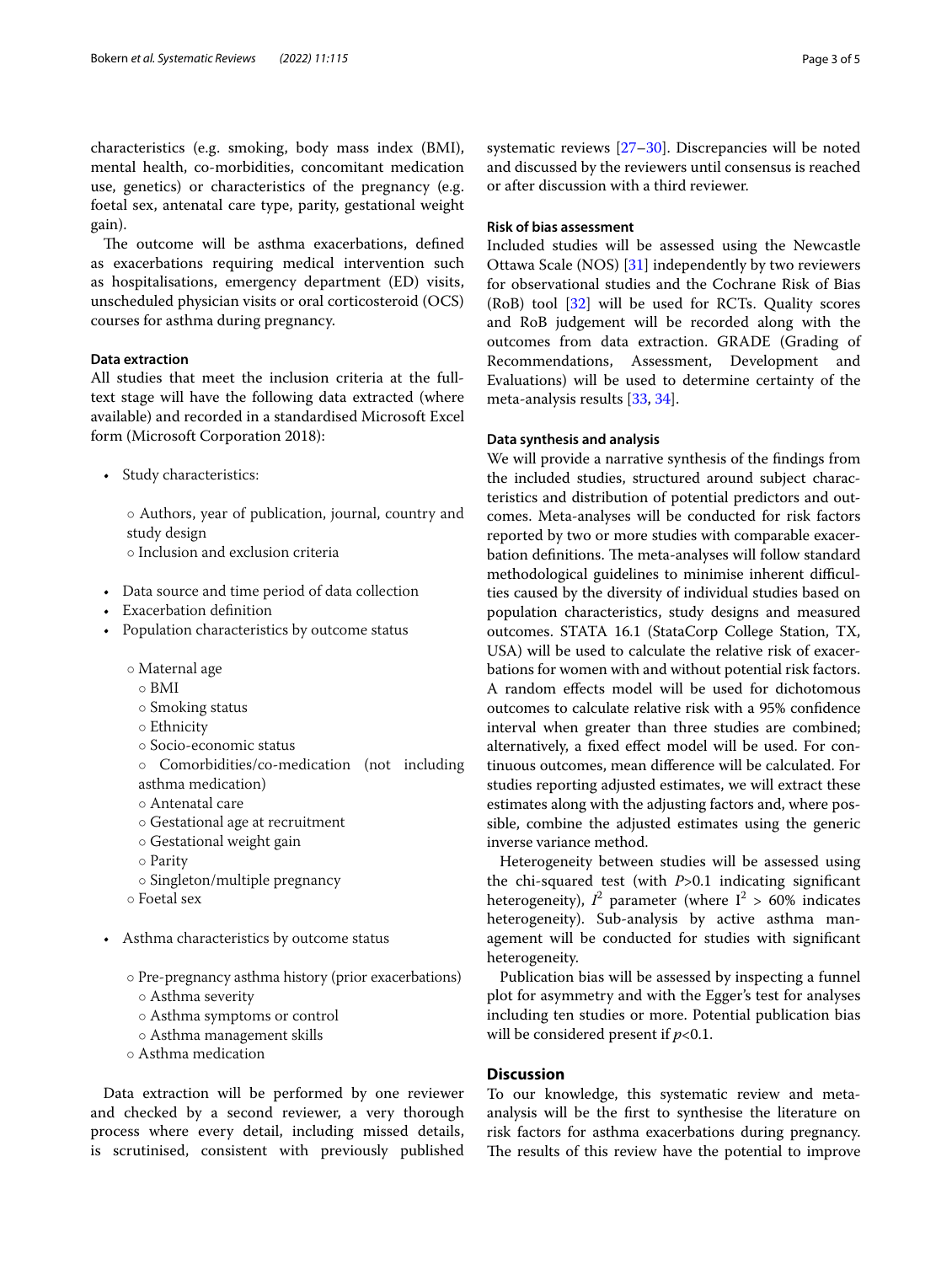characteristics (e.g. smoking, body mass index (BMI), mental health, co-morbidities, concomitant medication use, genetics) or characteristics of the pregnancy (e.g. foetal sex, antenatal care type, parity, gestational weight gain).

The outcome will be asthma exacerbations, defined as exacerbations requiring medical intervention such as hospitalisations, emergency department (ED) visits, unscheduled physician visits or oral corticosteroid (OCS) courses for asthma during pregnancy.

#### Data extraction

All studies that meet the inclusion criteria at the full-text stage will have the following data extracted (where available) and recorded in a standardised Microsoft Excel form (Microsoft Corporation 2018):

- Study characteristics:
  - Authors, year of publication, journal, country and study design
  - Inclusion and exclusion criteria
- Data source and time period of data collection
- Exacerbation definition
- Population characteristics by outcome status
  - Maternal age
  - BMI
  - Smoking status
  - Ethnicity
  - Socio-economic status
  - Comorbidities/co-medication (not including asthma medication)
  - Antenatal care
  - Gestational age at recruitment
  - Gestational weight gain
  - Parity
  - Singleton/multiple pregnancy
  - Foetal sex
- Asthma characteristics by outcome status
  - Pre-pregnancy asthma history (prior exacerbations)
  - Asthma severity
  - Asthma symptoms or control
  - Asthma management skills
  - Asthma medication

Data extraction will be performed by one reviewer and checked by a second reviewer, a very thorough process where every detail, including missed details, is scrutinised, consistent with previously published systematic reviews [27–30]. Discrepancies will be noted and discussed by the reviewers until consensus is reached or after discussion with a third reviewer.

#### Risk of bias assessment

Included studies will be assessed using the Newcastle Ottawa Scale (NOS) [31] independently by two reviewers for observational studies and the Cochrane Risk of Bias (RoB) tool [32] will be used for RCTs. Quality scores and RoB judgement will be recorded along with the outcomes from data extraction. GRADE (Grading of Recommendations, Assessment, Development and Evaluations) will be used to determine certainty of the meta-analysis results [33, 34].

#### Data synthesis and analysis

We will provide a narrative synthesis of the findings from the included studies, structured around subject characteristics and distribution of potential predictors and outcomes. Meta-analyses will be conducted for risk factors reported by two or more studies with comparable exacerbation definitions. The meta-analyses will follow standard methodological guidelines to minimise inherent difficulties caused by the diversity of individual studies based on population characteristics, study designs and measured outcomes. STATA 16.1 (StataCorp College Station, TX, USA) will be used to calculate the relative risk of exacerbations for women with and without potential risk factors. A random effects model will be used for dichotomous outcomes to calculate relative risk with a 95% confidence interval when greater than three studies are combined; alternatively, a fixed effect model will be used. For continuous outcomes, mean difference will be calculated. For studies reporting adjusted estimates, we will extract these estimates along with the adjusting factors and, where possible, combine the adjusted estimates using the generic inverse variance method.

Heterogeneity between studies will be assessed using the chi-squared test (with $P$>0.1 indicating significant heterogeneity), $I^2$ parameter (where $I^2 > 60\%$ indicates heterogeneity). Sub-analysis by active asthma management will be conducted for studies with significant heterogeneity.

Publication bias will be assessed by inspecting a funnel plot for asymmetry and with the Egger's test for analyses including ten studies or more. Potential publication bias will be considered present if $p$<0.1.

## Discussion

To our knowledge, this systematic review and meta-analysis will be the first to synthesise the literature on risk factors for asthma exacerbations during pregnancy. The results of this review have the potential to improve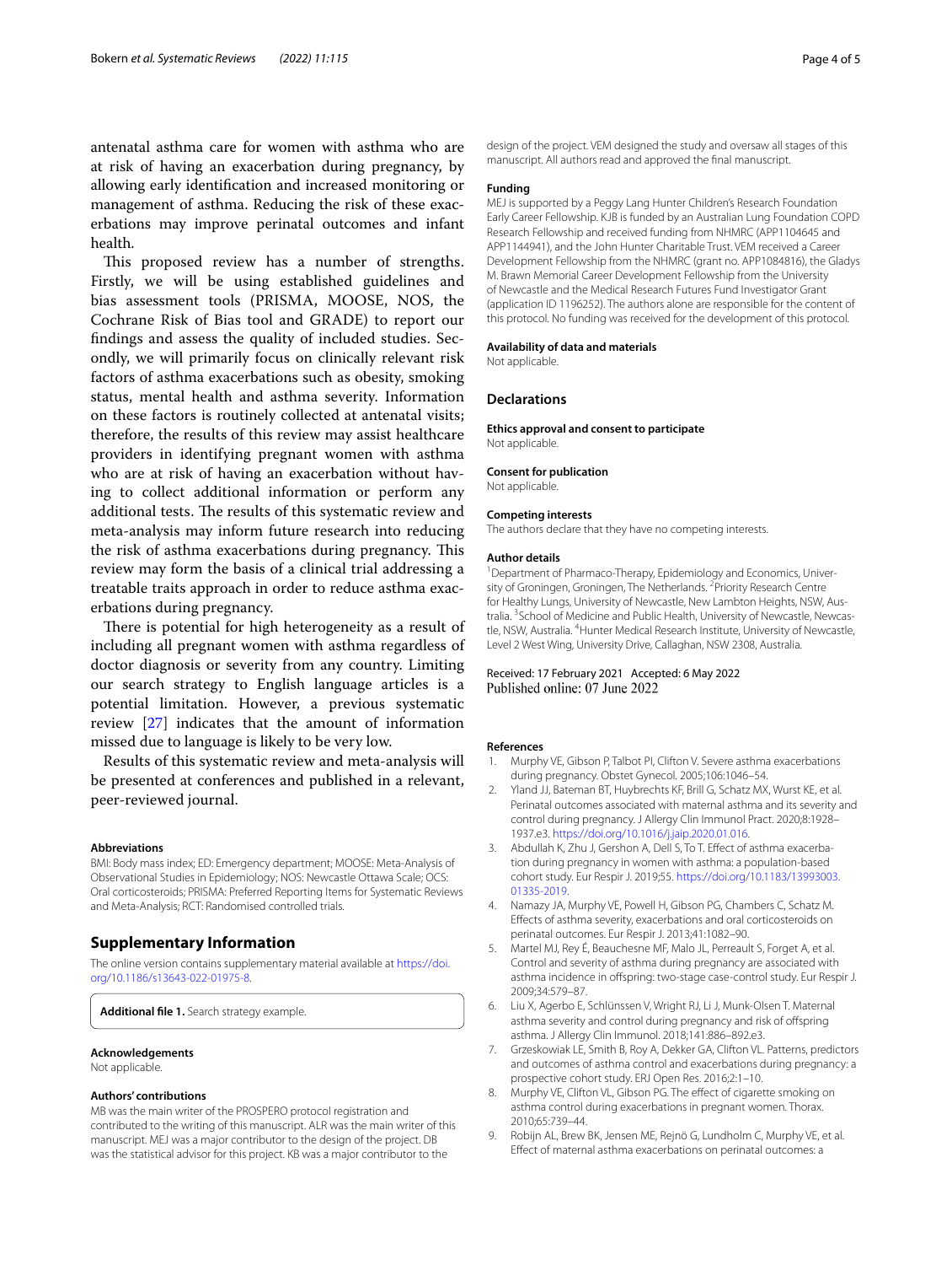antenatal asthma care for women with asthma who are at risk of having an exacerbation during pregnancy, by allowing early identification and increased monitoring or management of asthma. Reducing the risk of these exacerbations may improve perinatal outcomes and infant health.

This proposed review has a number of strengths. Firstly, we will be using established guidelines and bias assessment tools (PRISMA, MOOSE, NOS, the Cochrane Risk of Bias tool and GRADE) to report our findings and assess the quality of included studies. Secondly, we will primarily focus on clinically relevant risk factors of asthma exacerbations such as obesity, smoking status, mental health and asthma severity. Information on these factors is routinely collected at antenatal visits; therefore, the results of this review may assist healthcare providers in identifying pregnant women with asthma who are at risk of having an exacerbation without having to collect additional information or perform any additional tests. The results of this systematic review and meta-analysis may inform future research into reducing the risk of asthma exacerbations during pregnancy. This review may form the basis of a clinical trial addressing a treatable traits approach in order to reduce asthma exacerbations during pregnancy.

There is potential for high heterogeneity as a result of including all pregnant women with asthma regardless of doctor diagnosis or severity from any country. Limiting our search strategy to English language articles is a potential limitation. However, a previous systematic review [27] indicates that the amount of information missed due to language is likely to be very low.

Results of this systematic review and meta-analysis will be presented at conferences and published in a relevant, peer-reviewed journal.

#### Abbreviations

BMI: Body mass index; ED: Emergency department; MOOSE: Meta-Analysis of Observational Studies in Epidemiology; NOS: Newcastle Ottawa Scale; OCS: Oral corticosteroids; PRISMA: Preferred Reporting Items for Systematic Reviews and Meta-Analysis; RCT: Randomised controlled trials.

## Supplementary Information

The online version contains supplementary material available at https://doi.org/10.1186/s13643-022-01975-8.

**Additional file 1.** Search strategy example.

#### Acknowledgements

Not applicable.

#### Authors' contributions

MB was the main writer of the PROSPERO protocol registration and contributed to the writing of this manuscript. ALR was the main writer of this manuscript. MEJ was a major contributor to the design of the project. DB was the statistical advisor for this project. KB was a major contributor to the design of the project. VEM designed the study and oversaw all stages of this manuscript. All authors read and approved the final manuscript.

#### Funding

MEJ is supported by a Peggy Lang Hunter Children's Research Foundation Early Career Fellowship. KJB is funded by an Australian Lung Foundation COPD Research Fellowship and received funding from NHMRC (APP1104645 and APP1144941), and the John Hunter Charitable Trust. VEM received a Career Development Fellowship from the NHMRC (grant no. APP1084816), the Gladys M. Brawn Memorial Career Development Fellowship from the University of Newcastle and the Medical Research Futures Fund Investigator Grant (application ID 1196252). The authors alone are responsible for the content of this protocol. No funding was received for the development of this protocol.

#### Availability of data and materials

Not applicable.

## Declarations

#### Ethics approval and consent to participate

Not applicable.

#### Consent for publication

Not applicable.

#### Competing interests

The authors declare that they have no competing interests.

#### Author details

[1]Department of Pharmaco-Therapy, Epidemiology and Economics, University of Groningen, Groningen, The Netherlands. [2]Priority Research Centre for Healthy Lungs, University of Newcastle, New Lambton Heights, NSW, Australia. [3]School of Medicine and Public Health, University of Newcastle, Newcastle, NSW, Australia. [4]Hunter Medical Research Institute, University of Newcastle, Level 2 West Wing, University Drive, Callaghan, NSW 2308, Australia.

Received: 17 February 2021 Accepted: 6 May 2022
Published online: 07 June 2022

#### References

1. Murphy VE, Gibson P, Talbot PI, Clifton V. Severe asthma exacerbations during pregnancy. Obstet Gynecol. 2005;106:1046–54.
2. Yland JJ, Bateman BT, Huybrechts KF, Brill G, Schatz MX, Wurst KE, et al. Perinatal outcomes associated with maternal asthma and its severity and control during pregnancy. J Allergy Clin Immunol Pract. 2020;8:1928–1937.e3. https://doi.org/10.1016/j.jaip.2020.01.016.
3. Abdullah K, Zhu J, Gershon A, Dell S, To T. Effect of asthma exacerbation during pregnancy in women with asthma: a population-based cohort study. Eur Respir J. 2019;55. https://doi.org/10.1183/13993003.01335-2019.
4. Namazy JA, Murphy VE, Powell H, Gibson PG, Chambers C, Schatz M. Effects of asthma severity, exacerbations and oral corticosteroids on perinatal outcomes. Eur Respir J. 2013;41:1082–90.
5. Martel MJ, Rey É, Beauchesne MF, Malo JL, Perreault S, Forget A, et al. Control and severity of asthma during pregnancy are associated with asthma incidence in offspring: two-stage case-control study. Eur Respir J. 2009;34:579–87.
6. Liu X, Agerbo E, Schlünssen V, Wright RJ, Li J, Munk-Olsen T. Maternal asthma severity and control during pregnancy and risk of offspring asthma. J Allergy Clin Immunol. 2018;141:886–892.e3.
7. Grzeskowiak LE, Smith B, Roy A, Dekker GA, Clifton VL. Patterns, predictors and outcomes of asthma control and exacerbations during pregnancy: a prospective cohort study. ERJ Open Res. 2016;2:1–10.
8. Murphy VE, Clifton VL, Gibson PG. The effect of cigarette smoking on asthma control during exacerbations in pregnant women. Thorax. 2010;65:739–44.
9. Robijn AL, Brew BK, Jensen ME, Rejnö G, Lundholm C, Murphy VE, et al. Effect of maternal asthma exacerbations on perinatal outcomes: a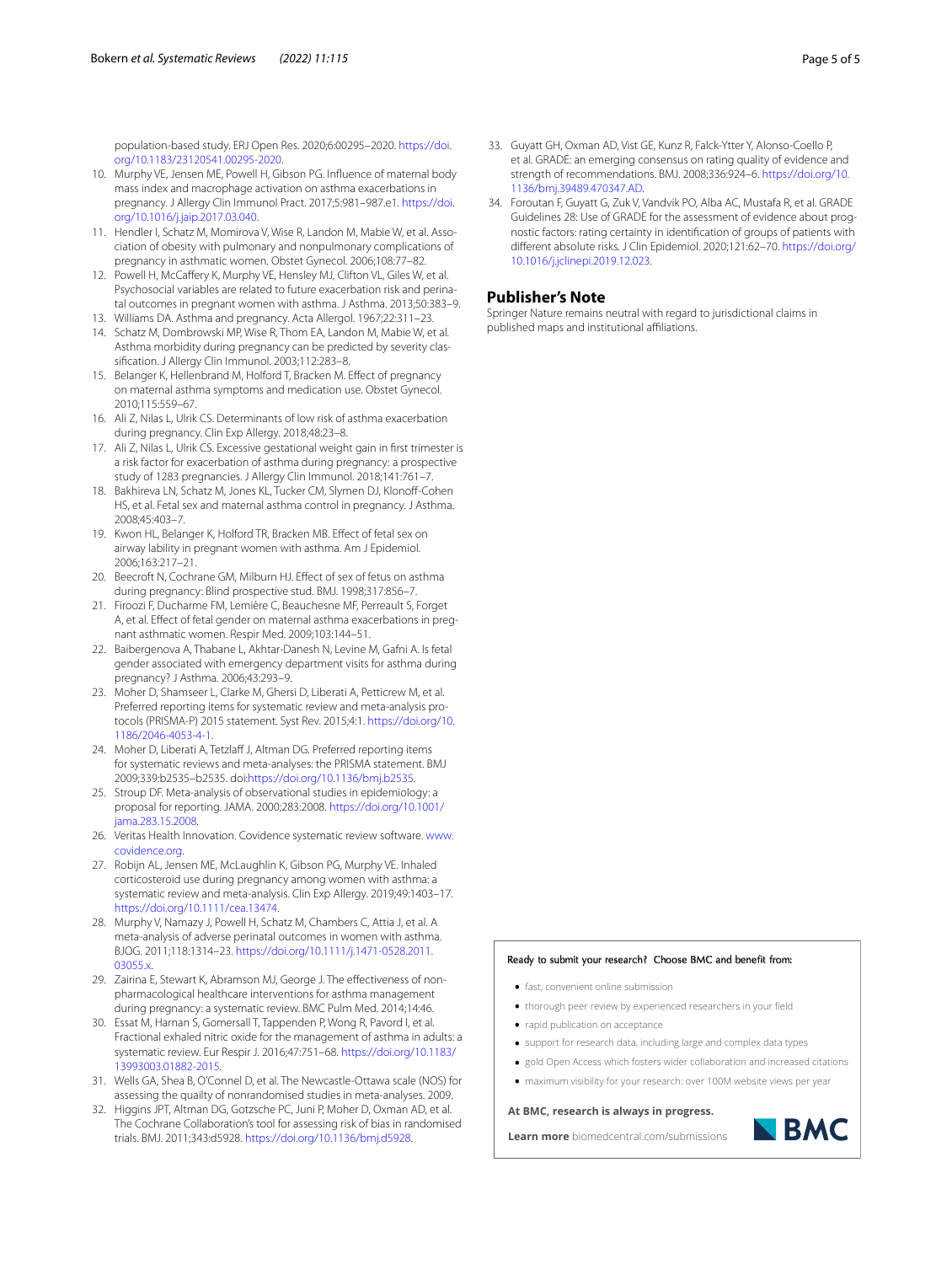population-based study. ERJ Open Res. 2020;6:00295–2020. https://doi.org/10.1183/23120541.00295-2020.

10. Murphy VE, Jensen ME, Powell H, Gibson PG. Influence of maternal body mass index and macrophage activation on asthma exacerbations in pregnancy. J Allergy Clin Immunol Pract. 2017;5:981–987.e1. https://doi.org/10.1016/j.jaip.2017.03.040.
11. Hendler I, Schatz M, Momirova V, Wise R, Landon M, Mabie W, et al. Association of obesity with pulmonary and nonpulmonary complications of pregnancy in asthmatic women. Obstet Gynecol. 2006;108:77–82.
12. Powell H, McCaffery K, Murphy VE, Hensley MJ, Clifton VL, Giles W, et al. Psychosocial variables are related to future exacerbation risk and perinatal outcomes in pregnant women with asthma. J Asthma. 2013;50:383–9.
13. Williams DA. Asthma and pregnancy. Acta Allergol. 1967;22:311–23.
14. Schatz M, Dombrowski MP, Wise R, Thom EA, Landon M, Mabie W, et al. Asthma morbidity during pregnancy can be predicted by severity classification. J Allergy Clin Immunol. 2003;112:283–8.
15. Belanger K, Hellenbrand M, Holford T, Bracken M. Effect of pregnancy on maternal asthma symptoms and medication use. Obstet Gynecol. 2010;115:559–67.
16. Ali Z, Nilas L, Ulrik CS. Determinants of low risk of asthma exacerbation during pregnancy. Clin Exp Allergy. 2018;48:23–8.
17. Ali Z, Nilas L, Ulrik CS. Excessive gestational weight gain in first trimester is a risk factor for exacerbation of asthma during pregnancy: a prospective study of 1283 pregnancies. J Allergy Clin Immunol. 2018;141:761–7.
18. Bakhireva LN, Schatz M, Jones KL, Tucker CM, Slymen DJ, Klonoff-Cohen HS, et al. Fetal sex and maternal asthma control in pregnancy. J Asthma. 2008;45:403–7.
19. Kwon HL, Belanger K, Holford TR, Bracken MB. Effect of fetal sex on airway lability in pregnant women with asthma. Am J Epidemiol. 2006;163:217–21.
20. Beecroft N, Cochrane GM, Milburn HJ. Effect of sex of fetus on asthma during pregnancy: Blind prospective stud. BMJ. 1998;317:856–7.
21. Firoozi F, Ducharme FM, Lemière C, Beauchesne MF, Perreault S, Forget A, et al. Effect of fetal gender on maternal asthma exacerbations in pregnant asthmatic women. Respir Med. 2009;103:144–51.
22. Baibergenova A, Thabane L, Akhtar-Danesh N, Levine M, Gafni A. Is fetal gender associated with emergency department visits for asthma during pregnancy? J Asthma. 2006;43:293–9.
23. Moher D, Shamseer L, Clarke M, Ghersi D, Liberati A, Petticrew M, et al. Preferred reporting items for systematic review and meta-analysis protocols (PRISMA-P) 2015 statement. Syst Rev. 2015;4:1. https://doi.org/10.1186/2046-4053-4-1.
24. Moher D, Liberati A, Tetzlaff J, Altman DG. Preferred reporting items for systematic reviews and meta-analyses: the PRISMA statement. BMJ 2009;339:b2535–b2535. doi:https://doi.org/10.1136/bmj.b2535.
25. Stroup DF. Meta-analysis of observational studies in epidemiology: a proposal for reporting. JAMA. 2000;283:2008. https://doi.org/10.1001/jama.283.15.2008.
26. Veritas Health Innovation. Covidence systematic review software. www.covidence.org.
27. Robijn AL, Jensen ME, McLaughlin K, Gibson PG, Murphy VE. Inhaled corticosteroid use during pregnancy among women with asthma: a systematic review and meta-analysis. Clin Exp Allergy. 2019;49:1403–17. https://doi.org/10.1111/cea.13474.
28. Murphy V, Namazy J, Powell H, Schatz M, Chambers C, Attia J, et al. A meta-analysis of adverse perinatal outcomes in women with asthma. BJOG. 2011;118:1314–23. https://doi.org/10.1111/j.1471-0528.2011.03055.x.
29. Zairina E, Stewart K, Abramson MJ, George J. The effectiveness of non-pharmacological healthcare interventions for asthma management during pregnancy: a systematic review. BMC Pulm Med. 2014;14:46.
30. Essat M, Harnan S, Gomersall T, Tappenden P, Wong R, Pavord I, et al. Fractional exhaled nitric oxide for the management of asthma in adults: a systematic review. Eur Respir J. 2016;47:751–68. https://doi.org/10.1183/13993003.01882-2015.
31. Wells GA, Shea B, O'Connel D, et al. The Newcastle-Ottawa scale (NOS) for assessing the quailty of nonrandomised studies in meta-analyses. 2009.
32. Higgins JPT, Altman DG, Gotzsche PC, Juni P, Moher D, Oxman AD, et al. The Cochrane Collaboration's tool for assessing risk of bias in randomised trials. BMJ. 2011;343:d5928. https://doi.org/10.1136/bmj.d5928.
33. Guyatt GH, Oxman AD, Vist GE, Kunz R, Falck-Ytter Y, Alonso-Coello P, et al. GRADE: an emerging consensus on rating quality of evidence and strength of recommendations. BMJ. 2008;336:924–6. https://doi.org/10.1136/bmj.39489.470347.AD.
34. Foroutan F, Guyatt G, Zuk V, Vandvik PO, Alba AC, Mustafa R, et al. GRADE Guidelines 28: Use of GRADE for the assessment of evidence about prognostic factors: rating certainty in identification of groups of patients with different absolute risks. J Clin Epidemiol. 2020;121:62–70. https://doi.org/10.1016/j.jclinepi.2019.12.023.

## Publisher's Note

Springer Nature remains neutral with regard to jurisdictional claims in published maps and institutional affiliations.

Ready to submit your research? Choose BMC and benefit from:

- fast, convenient online submission
- thorough peer review by experienced researchers in your field
- rapid publication on acceptance
- support for research data, including large and complex data types
- gold Open Access which fosters wider collaboration and increased citations
- maximum visibility for your research: over 100M website views per year

**At BMC, research is always in progress.**

**Learn more** biomedcentral.com/submissions

BMC